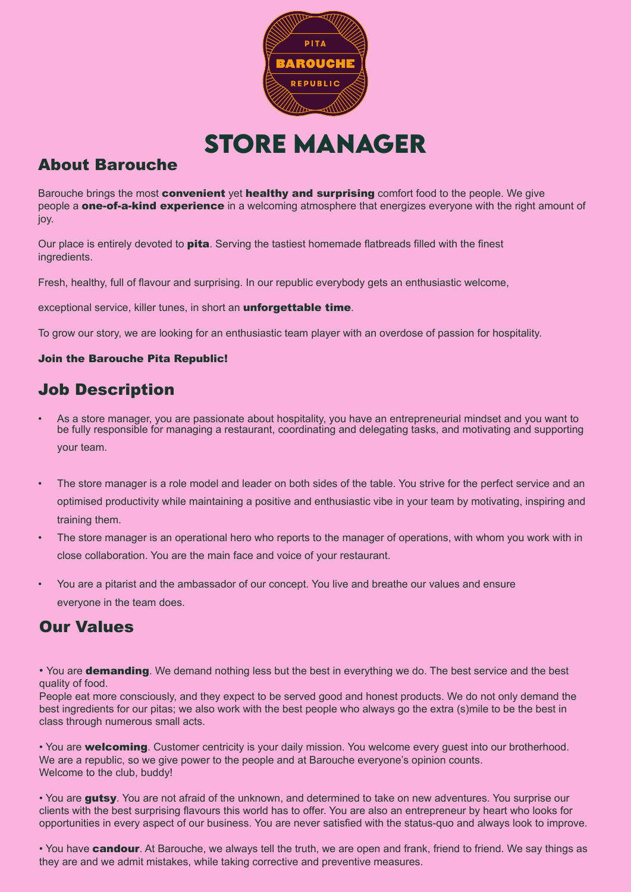PITA
BAROUCHE
REPUBLIC

# STORE MANAGER

## About Barouche

Barouche brings the most **convenient** yet **healthy and surprising** comfort food to the people. We give people a **one-of-a-kind experience** in a welcoming atmosphere that energizes everyone with the right amount of joy.

Our place is entirely devoted to **pita**. Serving the tastiest homemade flatbreads filled with the finest ingredients.

Fresh, healthy, full of flavour and surprising. In our republic everybody gets an enthusiastic welcome,

exceptional service, killer tunes, in short an **unforgettable time**.

To grow our story, we are looking for an enthusiastic team player with an overdose of passion for hospitality.

**Join the Barouche Pita Republic!**

## Job Description

- As a store manager, you are passionate about hospitality, you have an entrepreneurial mindset and you want to be fully responsible for managing a restaurant, coordinating and delegating tasks, and motivating and supporting your team.
- The store manager is a role model and leader on both sides of the table. You strive for the perfect service and an optimised productivity while maintaining a positive and enthusiastic vibe in your team by motivating, inspiring and training them.
- The store manager is an operational hero who reports to the manager of operations, with whom you work with in close collaboration. You are the main face and voice of your restaurant.
- You are a pitarist and the ambassador of our concept. You live and breathe our values and ensure everyone in the team does.

## Our Values

• You are **demanding**. We demand nothing less but the best in everything we do. The best service and the best quality of food.
People eat more consciously, and they expect to be served good and honest products. We do not only demand the best ingredients for our pitas; we also work with the best people who always go the extra (s)mile to be the best in class through numerous small acts.

• You are **welcoming**. Customer centricity is your daily mission. You welcome every guest into our brotherhood. We are a republic, so we give power to the people and at Barouche everyone's opinion counts.
Welcome to the club, buddy!

• You are **gutsy**. You are not afraid of the unknown, and determined to take on new adventures. You surprise our clients with the best surprising flavours this world has to offer. You are also an entrepreneur by heart who looks for opportunities in every aspect of our business. You are never satisfied with the status-quo and always look to improve.

• You have **candour**. At Barouche, we always tell the truth, we are open and frank, friend to friend. We say things as they are and we admit mistakes, while taking corrective and preventive measures.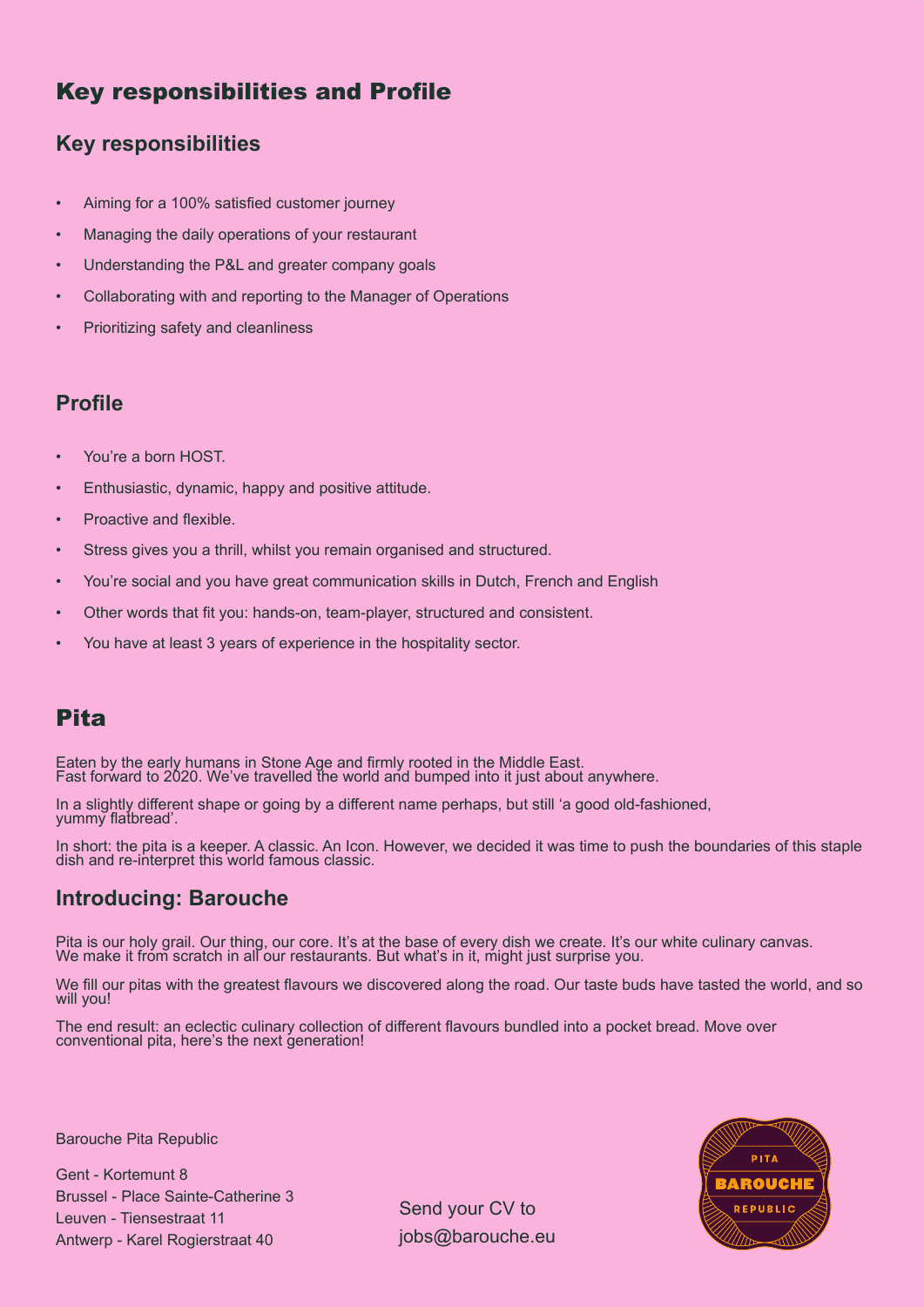# Key responsibilities and Profile

## Key responsibilities

- Aiming for a 100% satisfied customer journey
- Managing the daily operations of your restaurant
- Understanding the P&L and greater company goals
- Collaborating with and reporting to the Manager of Operations
- Prioritizing safety and cleanliness

## Profile

- You're a born HOST.
- Enthusiastic, dynamic, happy and positive attitude.
- Proactive and flexible.
- Stress gives you a thrill, whilst you remain organised and structured.
- You're social and you have great communication skills in Dutch, French and English
- Other words that fit you: hands-on, team-player, structured and consistent.
- You have at least 3 years of experience in the hospitality sector.

# Pita

Eaten by the early humans in Stone Age and firmly rooted in the Middle East.
Fast forward to 2020. We've travelled the world and bumped into it just about anywhere.

In a slightly different shape or going by a different name perhaps, but still 'a good old-fashioned, yummy flatbread'.

In short: the pita is a keeper. A classic. An Icon. However, we decided it was time to push the boundaries of this staple dish and re-interpret this world famous classic.

## Introducing: Barouche

Pita is our holy grail. Our thing, our core. It's at the base of every dish we create. It's our white culinary canvas.
We make it from scratch in all our restaurants. But what's in it, might just surprise you.

We fill our pitas with the greatest flavours we discovered along the road. Our taste buds have tasted the world, and so will you!

The end result: an eclectic culinary collection of different flavours bundled into a pocket bread. Move over conventional pita, here's the next generation!

Barouche Pita Republic

Gent - Kortemunt 8
Brussel - Place Sainte-Catherine 3
Leuven - Tiensestraat 11
Antwerp - Karel Rogierstraat 40

Send your CV to
jobs@barouche.eu

PITA
BAROUCHE
REPUBLIC